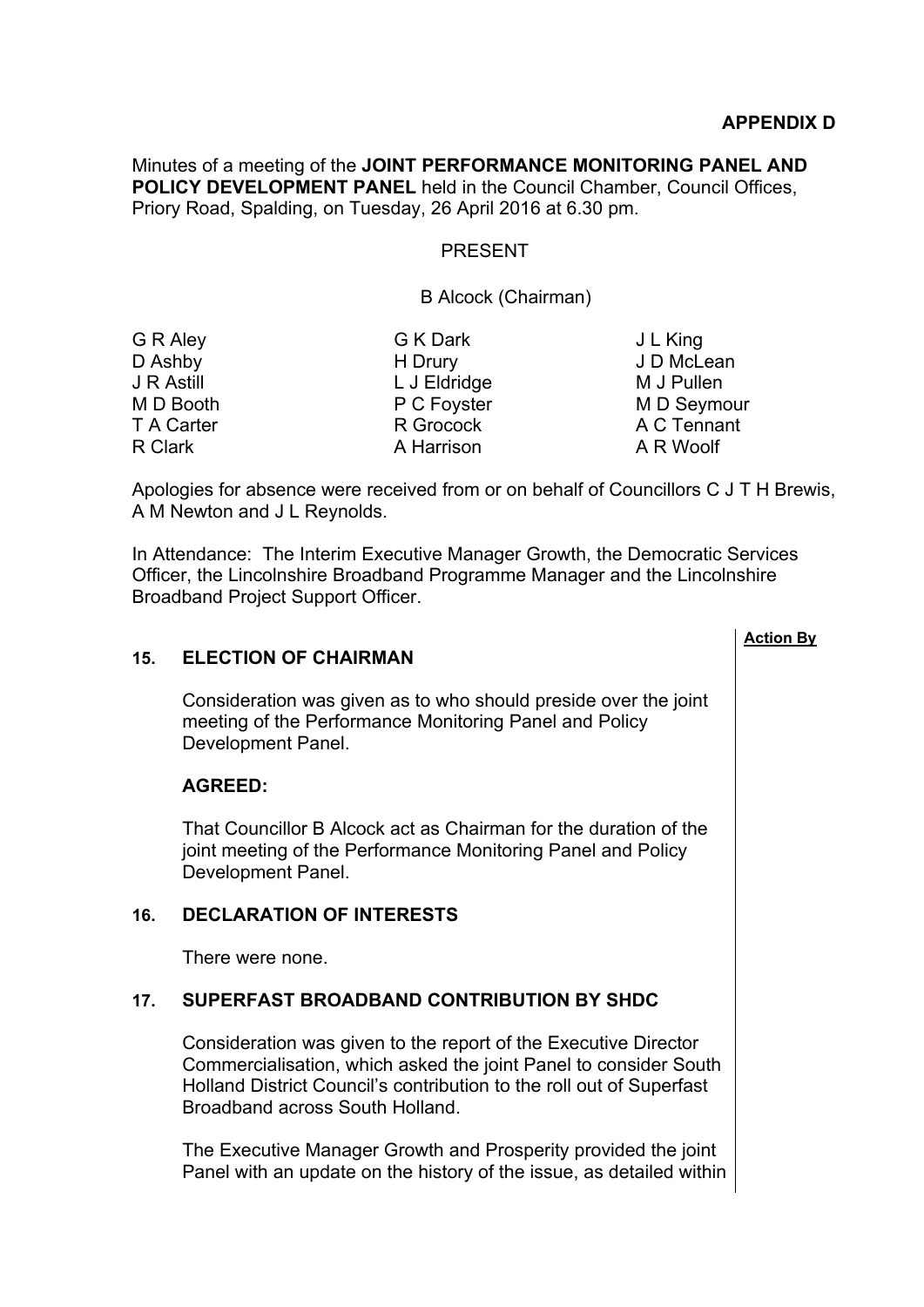**APPENDIX D**

Minutes of a meeting of the **JOINT PERFORMANCE MONITORING PANEL AND POLICY DEVELOPMENT PANEL** held in the Council Chamber, Council Offices, Priory Road, Spalding, on Tuesday, 26 April 2016 at 6.30 pm.

PRESENT

B Alcock (Chairman)

| | | |
|---|---|---|
| G R Aley | G K Dark | J L King |
| D Ashby | H Drury | J D McLean |
| J R Astill | L J Eldridge | M J Pullen |
| M D Booth | P C Foyster | M D Seymour |
| T A Carter | R Grocock | A C Tennant |
| R Clark | A Harrison | A R Woolf |

Apologies for absence were received from or on behalf of Councillors C J T H Brewis, A M Newton and J L Reynolds.

In Attendance: The Interim Executive Manager Growth, the Democratic Services Officer, the Lincolnshire Broadband Programme Manager and the Lincolnshire Broadband Project Support Officer.

**Action By**

## 15. ELECTION OF CHAIRMAN

Consideration was given as to who should preside over the joint meeting of the Performance Monitoring Panel and Policy Development Panel.

**AGREED:**

That Councillor B Alcock act as Chairman for the duration of the joint meeting of the Performance Monitoring Panel and Policy Development Panel.

## 16. DECLARATION OF INTERESTS

There were none.

## 17. SUPERFAST BROADBAND CONTRIBUTION BY SHDC

Consideration was given to the report of the Executive Director Commercialisation, which asked the joint Panel to consider South Holland District Council's contribution to the roll out of Superfast Broadband across South Holland.

The Executive Manager Growth and Prosperity provided the joint Panel with an update on the history of the issue, as detailed within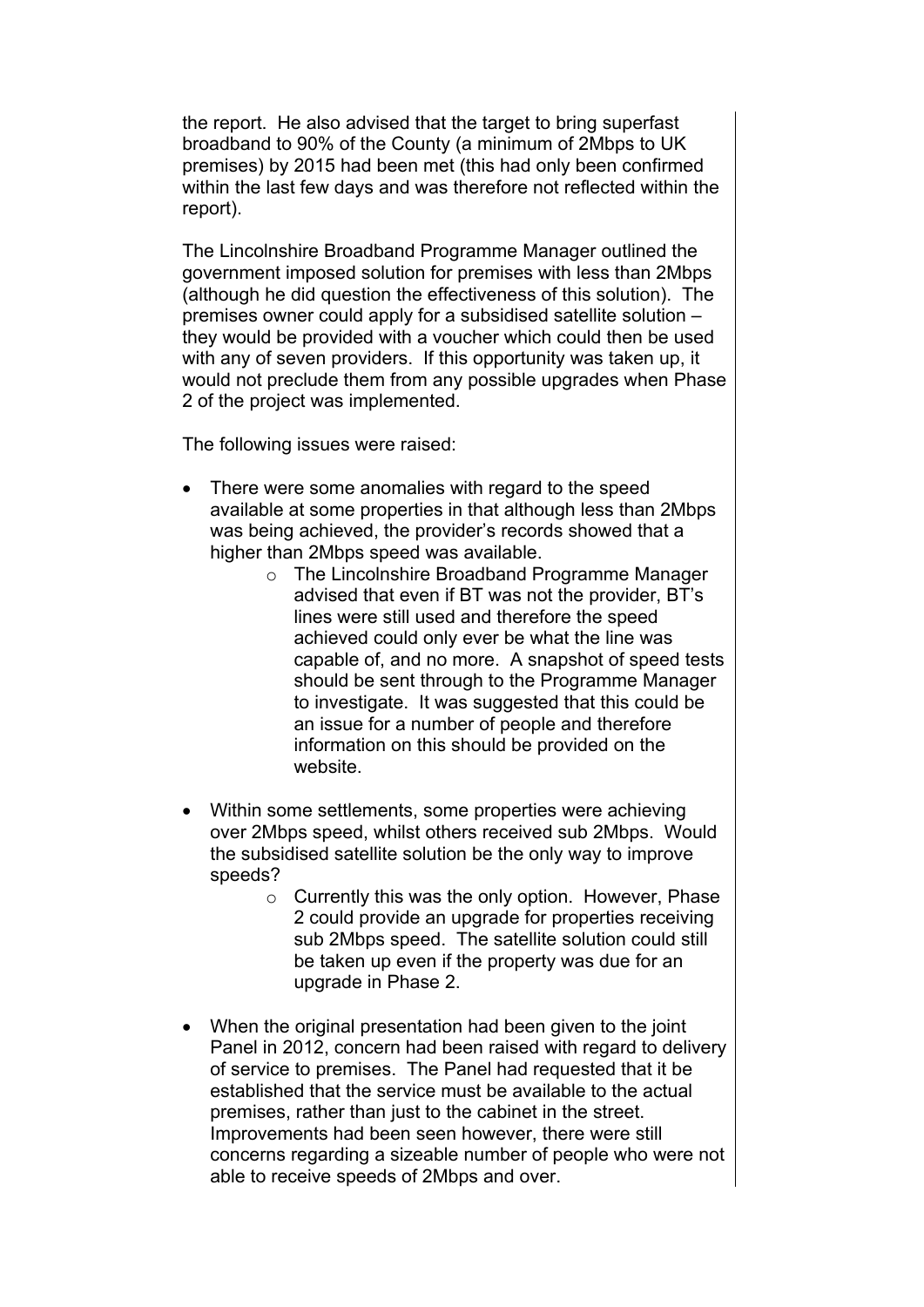the report. He also advised that the target to bring superfast broadband to 90% of the County (a minimum of 2Mbps to UK premises) by 2015 had been met (this had only been confirmed within the last few days and was therefore not reflected within the report).

The Lincolnshire Broadband Programme Manager outlined the government imposed solution for premises with less than 2Mbps (although he did question the effectiveness of this solution). The premises owner could apply for a subsidised satellite solution – they would be provided with a voucher which could then be used with any of seven providers. If this opportunity was taken up, it would not preclude them from any possible upgrades when Phase 2 of the project was implemented.

The following issues were raised:

- There were some anomalies with regard to the speed available at some properties in that although less than 2Mbps was being achieved, the provider's records showed that a higher than 2Mbps speed was available.
    - The Lincolnshire Broadband Programme Manager advised that even if BT was not the provider, BT's lines were still used and therefore the speed achieved could only ever be what the line was capable of, and no more. A snapshot of speed tests should be sent through to the Programme Manager to investigate. It was suggested that this could be an issue for a number of people and therefore information on this should be provided on the website.
- Within some settlements, some properties were achieving over 2Mbps speed, whilst others received sub 2Mbps. Would the subsidised satellite solution be the only way to improve speeds?
    - Currently this was the only option. However, Phase 2 could provide an upgrade for properties receiving sub 2Mbps speed. The satellite solution could still be taken up even if the property was due for an upgrade in Phase 2.
- When the original presentation had been given to the joint Panel in 2012, concern had been raised with regard to delivery of service to premises. The Panel had requested that it be established that the service must be available to the actual premises, rather than just to the cabinet in the street. Improvements had been seen however, there were still concerns regarding a sizeable number of people who were not able to receive speeds of 2Mbps and over.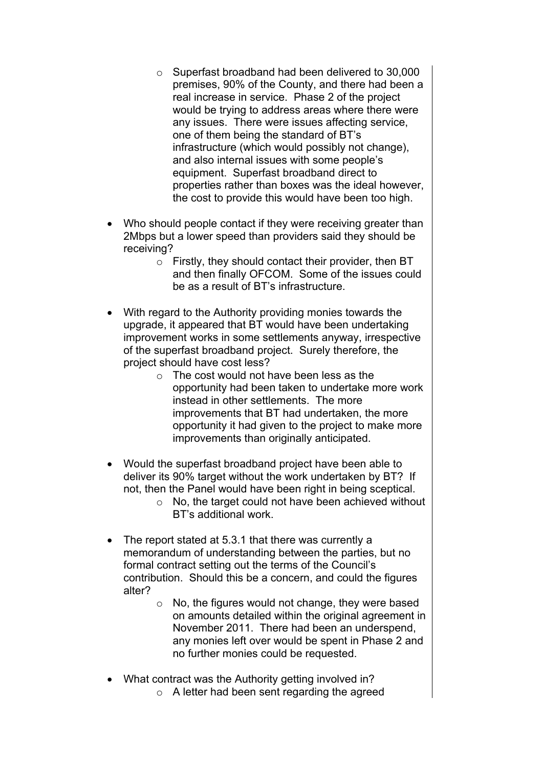- Superfast broadband had been delivered to 30,000 premises, 90% of the County, and there had been a real increase in service. Phase 2 of the project would be trying to address areas where there were any issues. There were issues affecting service, one of them being the standard of BT's infrastructure (which would possibly not change), and also internal issues with some people's equipment. Superfast broadband direct to properties rather than boxes was the ideal however, the cost to provide this would have been too high.

- Who should people contact if they were receiving greater than 2Mbps but a lower speed than providers said they should be receiving?
  - Firstly, they should contact their provider, then BT and then finally OFCOM. Some of the issues could be as a result of BT's infrastructure.

- With regard to the Authority providing monies towards the upgrade, it appeared that BT would have been undertaking improvement works in some settlements anyway, irrespective of the superfast broadband project. Surely therefore, the project should have cost less?
  - The cost would not have been less as the opportunity had been taken to undertake more work instead in other settlements. The more improvements that BT had undertaken, the more opportunity it had given to the project to make more improvements than originally anticipated.

- Would the superfast broadband project have been able to deliver its 90% target without the work undertaken by BT? If not, then the Panel would have been right in being sceptical.
  - No, the target could not have been achieved without BT's additional work.

- The report stated at 5.3.1 that there was currently a memorandum of understanding between the parties, but no formal contract setting out the terms of the Council's contribution. Should this be a concern, and could the figures alter?
  - No, the figures would not change, they were based on amounts detailed within the original agreement in November 2011. There had been an underspend, any monies left over would be spent in Phase 2 and no further monies could be requested.

- What contract was the Authority getting involved in?
  - A letter had been sent regarding the agreed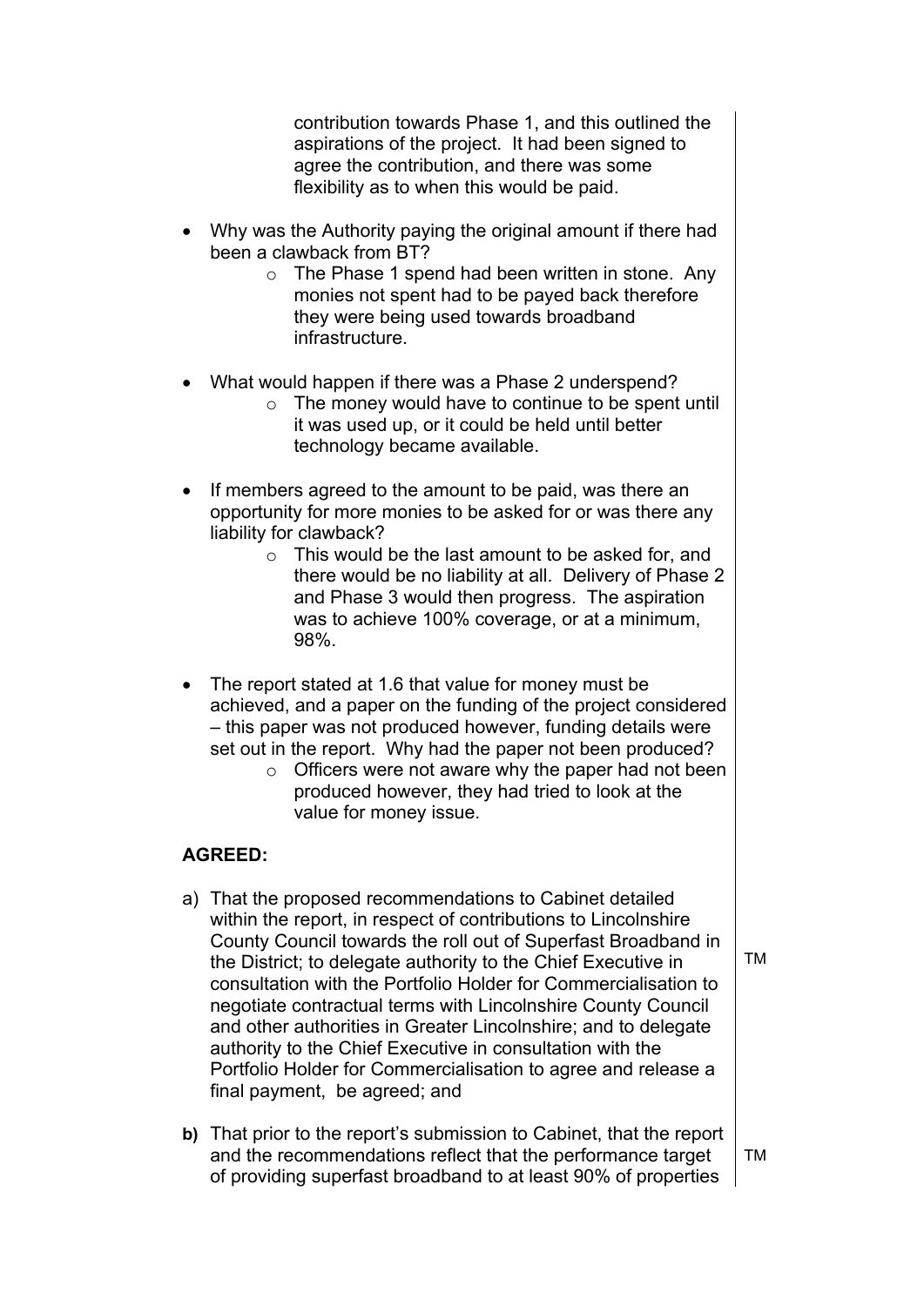contribution towards Phase 1, and this outlined the aspirations of the project. It had been signed to agree the contribution, and there was some flexibility as to when this would be paid.

- Why was the Authority paying the original amount if there had been a clawback from BT?
  - The Phase 1 spend had been written in stone. Any monies not spent had to be payed back therefore they were being used towards broadband infrastructure.

- What would happen if there was a Phase 2 underspend?
  - The money would have to continue to be spent until it was used up, or it could be held until better technology became available.

- If members agreed to the amount to be paid, was there an opportunity for more monies to be asked for or was there any liability for clawback?
  - This would be the last amount to be asked for, and there would be no liability at all. Delivery of Phase 2 and Phase 3 would then progress. The aspiration was to achieve 100% coverage, or at a minimum, 98%.

- The report stated at 1.6 that value for money must be achieved, and a paper on the funding of the project considered – this paper was not produced however, funding details were set out in the report. Why had the paper not been produced?
  - Officers were not aware why the paper had not been produced however, they had tried to look at the value for money issue.

**AGREED:**

a) That the proposed recommendations to Cabinet detailed within the report, in respect of contributions to Lincolnshire County Council towards the roll out of Superfast Broadband in the District; to delegate authority to the Chief Executive in consultation with the Portfolio Holder for Commercialisation to negotiate contractual terms with Lincolnshire County Council and other authorities in Greater Lincolnshire; and to delegate authority to the Chief Executive in consultation with the Portfolio Holder for Commercialisation to agree and release a final payment, be agreed; and — TM

**b)** That prior to the report's submission to Cabinet, that the report and the recommendations reflect that the performance target of providing superfast broadband to at least 90% of properties — TM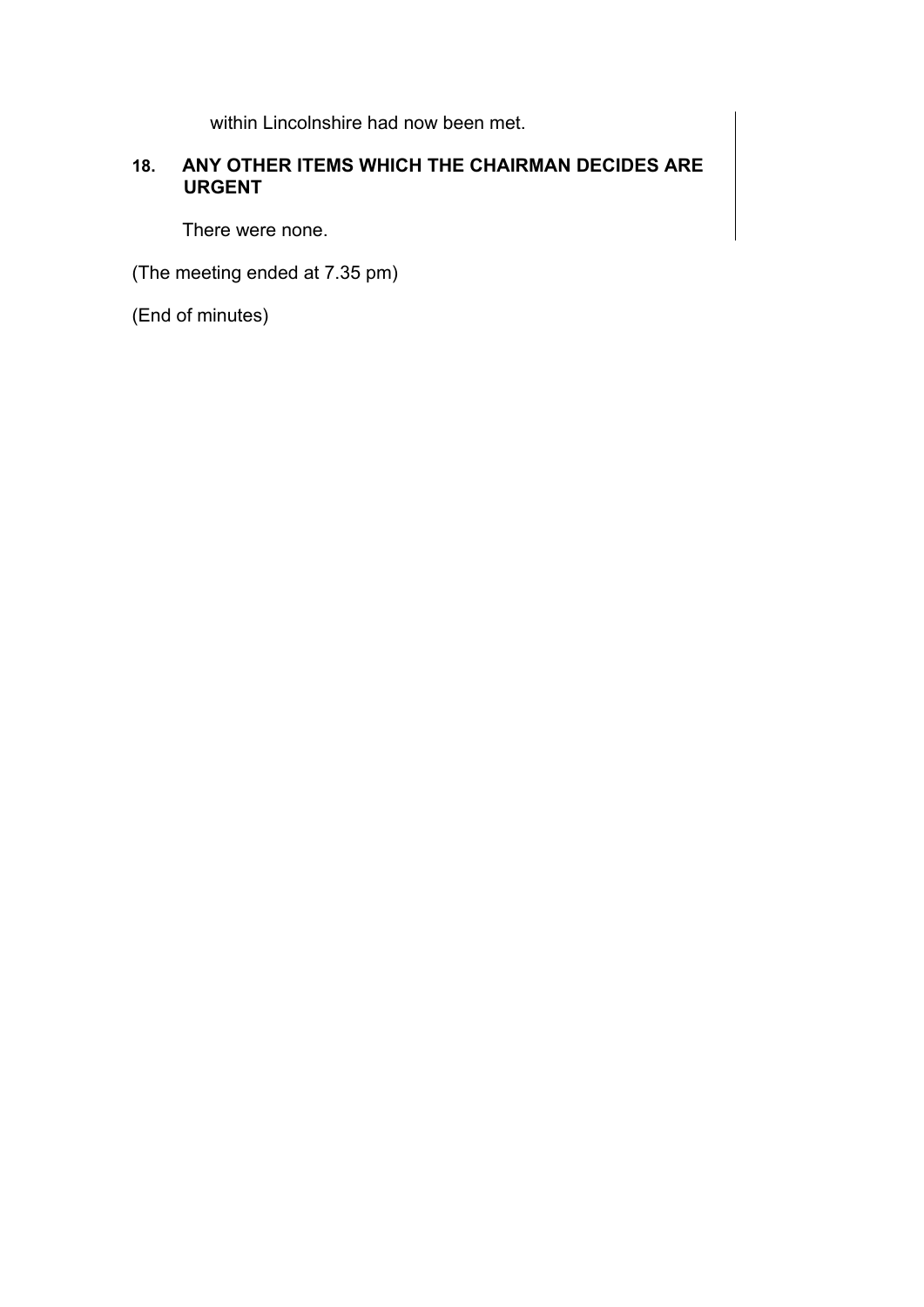within Lincolnshire had now been met.

**18. ANY OTHER ITEMS WHICH THE CHAIRMAN DECIDES ARE URGENT**

There were none.

(The meeting ended at 7.35 pm)

(End of minutes)